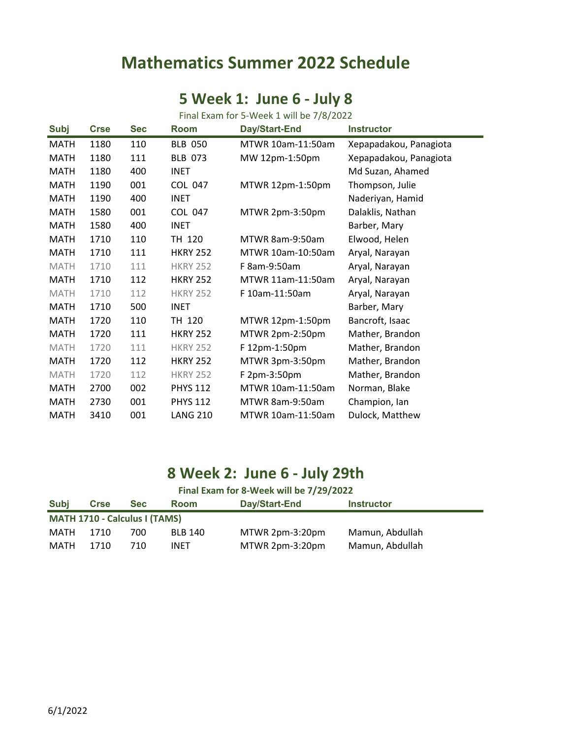# Mathematics Summer 2022 Schedule

## 5 Week 1: June 6 - July 8

Final Exam for 5-Week 1 will be 7/8/2022

| Subj | Crse | Sec | Room | Day/Start-End | Instructor |
|---|---|---|---|---|---|
| MATH | 1180 | 110 | BLB 050 | MTWR 10am-11:50am | Xepapadakou, Panagiota |
| MATH | 1180 | 111 | BLB 073 | MW 12pm-1:50pm | Xepapadakou, Panagiota |
| MATH | 1180 | 400 | INET | | Md Suzan, Ahamed |
| MATH | 1190 | 001 | COL 047 | MTWR 12pm-1:50pm | Thompson, Julie |
| MATH | 1190 | 400 | INET | | Naderiyan, Hamid |
| MATH | 1580 | 001 | COL 047 | MTWR 2pm-3:50pm | Dalaklis, Nathan |
| MATH | 1580 | 400 | INET | | Barber, Mary |
| MATH | 1710 | 110 | TH 120 | MTWR 8am-9:50am | Elwood, Helen |
| MATH | 1710 | 111 | HKRY 252 | MTWR 10am-10:50am | Aryal, Narayan |
| MATH | 1710 | 111 | HKRY 252 | F 8am-9:50am | Aryal, Narayan |
| MATH | 1710 | 112 | HKRY 252 | MTWR 11am-11:50am | Aryal, Narayan |
| MATH | 1710 | 112 | HKRY 252 | F 10am-11:50am | Aryal, Narayan |
| MATH | 1710 | 500 | INET | | Barber, Mary |
| MATH | 1720 | 110 | TH 120 | MTWR 12pm-1:50pm | Bancroft, Isaac |
| MATH | 1720 | 111 | HKRY 252 | MTWR 2pm-2:50pm | Mather, Brandon |
| MATH | 1720 | 111 | HKRY 252 | F 12pm-1:50pm | Mather, Brandon |
| MATH | 1720 | 112 | HKRY 252 | MTWR 3pm-3:50pm | Mather, Brandon |
| MATH | 1720 | 112 | HKRY 252 | F 2pm-3:50pm | Mather, Brandon |
| MATH | 2700 | 002 | PHYS 112 | MTWR 10am-11:50am | Norman, Blake |
| MATH | 2730 | 001 | PHYS 112 | MTWR 8am-9:50am | Champion, Ian |
| MATH | 3410 | 001 | LANG 210 | MTWR 10am-11:50am | Dulock, Matthew |

## 8 Week 2: June 6 - July 29th

**Final Exam for 8-Week will be 7/29/2022**

| Subj | Crse | Sec | Room | Day/Start-End | Instructor |
|---|---|---|---|---|---|
| **MATH 1710 - Calculus I (TAMS)** | | | | | |
| MATH | 1710 | 700 | BLB 140 | MTWR 2pm-3:20pm | Mamun, Abdullah |
| MATH | 1710 | 710 | INET | MTWR 2pm-3:20pm | Mamun, Abdullah |

6/1/2022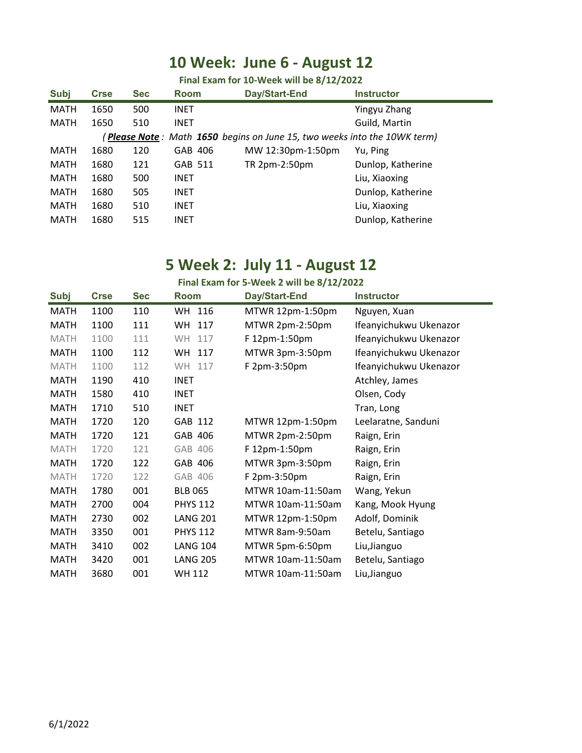# 10 Week: June 6 - August 12

**Final Exam for 10-Week will be 8/12/2022**

| Subj | Crse | Sec | Room | Day/Start-End | Instructor |
|---|---|---|---|---|---|
| MATH | 1650 | 500 | INET | | Yingyu Zhang |
| MATH | 1650 | 510 | INET | | Guild, Martin |
| *(**Please Note**: Math **1650** begins on June 15, two weeks into the 10WK term)* | | | | | |
| MATH | 1680 | 120 | GAB 406 | MW 12:30pm-1:50pm | Yu, Ping |
| MATH | 1680 | 121 | GAB 511 | TR 2pm-2:50pm | Dunlop, Katherine |
| MATH | 1680 | 500 | INET | | Liu, Xiaoxing |
| MATH | 1680 | 505 | INET | | Dunlop, Katherine |
| MATH | 1680 | 510 | INET | | Liu, Xiaoxing |
| MATH | 1680 | 515 | INET | | Dunlop, Katherine |

# 5 Week 2: July 11 - August 12

**Final Exam for 5-Week 2 will be 8/12/2022**

| Subj | Crse | Sec | Room | Day/Start-End | Instructor |
|---|---|---|---|---|---|
| MATH | 1100 | 110 | WH 116 | MTWR 12pm-1:50pm | Nguyen, Xuan |
| MATH | 1100 | 111 | WH 117 | MTWR 2pm-2:50pm | Ifeanyichukwu Ukenazor |
| MATH | 1100 | 111 | WH 117 | F 12pm-1:50pm | Ifeanyichukwu Ukenazor |
| MATH | 1100 | 112 | WH 117 | MTWR 3pm-3:50pm | Ifeanyichukwu Ukenazor |
| MATH | 1100 | 112 | WH 117 | F 2pm-3:50pm | Ifeanyichukwu Ukenazor |
| MATH | 1190 | 410 | INET | | Atchley, James |
| MATH | 1580 | 410 | INET | | Olsen, Cody |
| MATH | 1710 | 510 | INET | | Tran, Long |
| MATH | 1720 | 120 | GAB 112 | MTWR 12pm-1:50pm | Leelaratne, Sanduni |
| MATH | 1720 | 121 | GAB 406 | MTWR 2pm-2:50pm | Raign, Erin |
| MATH | 1720 | 121 | GAB 406 | F 12pm-1:50pm | Raign, Erin |
| MATH | 1720 | 122 | GAB 406 | MTWR 3pm-3:50pm | Raign, Erin |
| MATH | 1720 | 122 | GAB 406 | F 2pm-3:50pm | Raign, Erin |
| MATH | 1780 | 001 | BLB 065 | MTWR 10am-11:50am | Wang, Yekun |
| MATH | 2700 | 004 | PHYS 112 | MTWR 10am-11:50am | Kang, Mook Hyung |
| MATH | 2730 | 002 | LANG 201 | MTWR 12pm-1:50pm | Adolf, Dominik |
| MATH | 3350 | 001 | PHYS 112 | MTWR 8am-9:50am | Betelu, Santiago |
| MATH | 3410 | 002 | LANG 104 | MTWR 5pm-6:50pm | Liu,Jianguo |
| MATH | 3420 | 001 | LANG 205 | MTWR 10am-11:50am | Betelu, Santiago |
| MATH | 3680 | 001 | WH 112 | MTWR 10am-11:50am | Liu,Jianguo |

6/1/2022